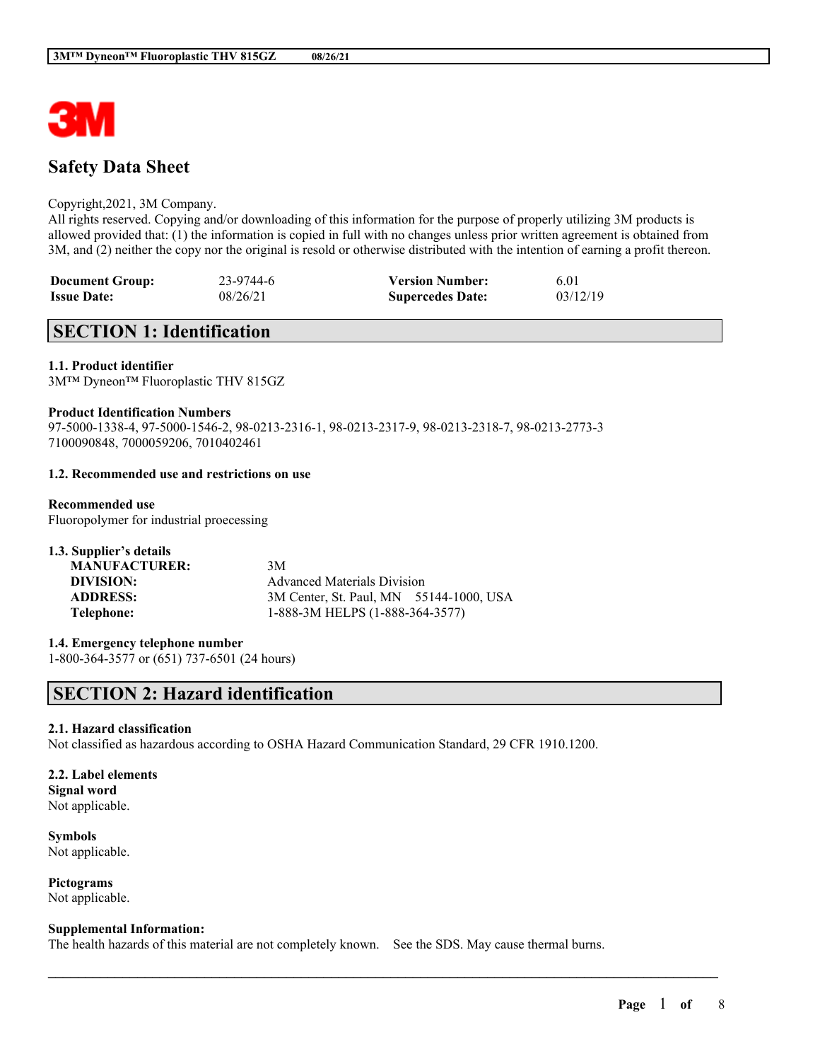# Safety Data Sheet

Copyright,2021, 3M Company.
All rights reserved. Copying and/or downloading of this information for the purpose of properly utilizing 3M products is allowed provided that: (1) the information is copied in full with no changes unless prior written agreement is obtained from 3M, and (2) neither the copy nor the original is resold or otherwise distributed with the intention of earning a profit thereon.

| | | | |
|---|---|---|---|
| **Document Group:** | 23-9744-6 | **Version Number:** | 6.01 |
| **Issue Date:** | 08/26/21 | **Supercedes Date:** | 03/12/19 |

## SECTION 1: Identification

**1.1. Product identifier**
3M™ Dyneon™ Fluoroplastic THV 815GZ

**Product Identification Numbers**
97-5000-1338-4, 97-5000-1546-2, 98-0213-2316-1, 98-0213-2317-9, 98-0213-2318-7, 98-0213-2773-3
7100090848, 7000059206, 7010402461

**1.2. Recommended use and restrictions on use**

**Recommended use**
Fluoropolymer for industrial proecessing

**1.3. Supplier's details**

| | |
|---|---|
| **MANUFACTURER:** | 3M |
| **DIVISION:** | Advanced Materials Division |
| **ADDRESS:** | 3M Center, St. Paul, MN 55144-1000, USA |
| **Telephone:** | 1-888-3M HELPS (1-888-364-3577) |

**1.4. Emergency telephone number**
1-800-364-3577 or (651) 737-6501 (24 hours)

## SECTION 2: Hazard identification

**2.1. Hazard classification**
Not classified as hazardous according to OSHA Hazard Communication Standard, 29 CFR 1910.1200.

**2.2. Label elements**
**Signal word**
Not applicable.

**Symbols**
Not applicable.

**Pictograms**
Not applicable.

**Supplemental Information:**
The health hazards of this material are not completely known. See the SDS. May cause thermal burns.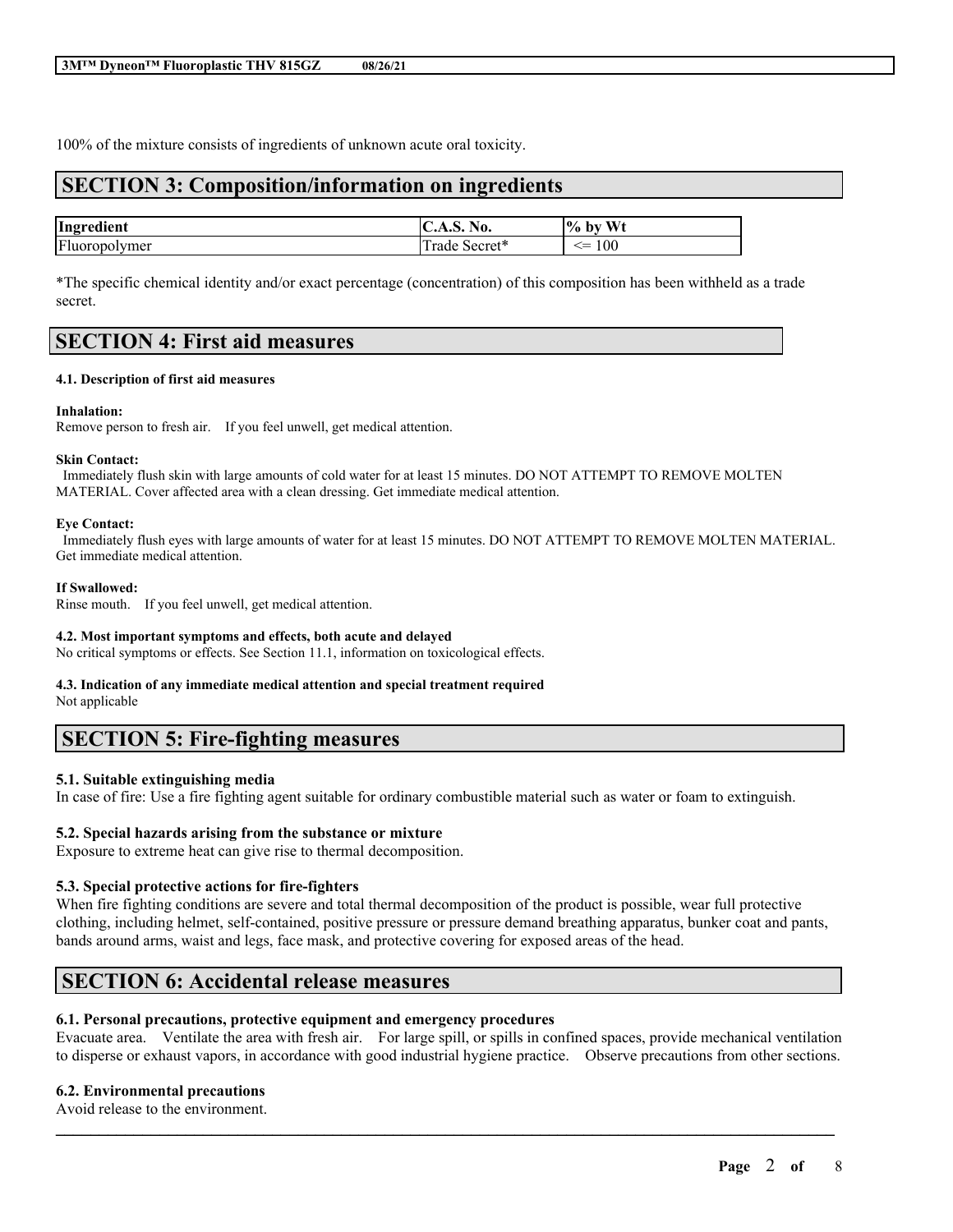100% of the mixture consists of ingredients of unknown acute oral toxicity.

## SECTION 3: Composition/information on ingredients

| Ingredient | C.A.S. No. | % by Wt |
| --- | --- | --- |
| Fluoropolymer | Trade Secret* | <= 100 |

*The specific chemical identity and/or exact percentage (concentration) of this composition has been withheld as a trade secret.

## SECTION 4: First aid measures

**4.1. Description of first aid measures**

**Inhalation:**
Remove person to fresh air. If you feel unwell, get medical attention.

**Skin Contact:**
Immediately flush skin with large amounts of cold water for at least 15 minutes. DO NOT ATTEMPT TO REMOVE MOLTEN MATERIAL. Cover affected area with a clean dressing. Get immediate medical attention.

**Eye Contact:**
Immediately flush eyes with large amounts of water for at least 15 minutes. DO NOT ATTEMPT TO REMOVE MOLTEN MATERIAL. Get immediate medical attention.

**If Swallowed:**
Rinse mouth. If you feel unwell, get medical attention.

**4.2. Most important symptoms and effects, both acute and delayed**
No critical symptoms or effects. See Section 11.1, information on toxicological effects.

**4.3. Indication of any immediate medical attention and special treatment required**
Not applicable

## SECTION 5: Fire-fighting measures

### 5.1. Suitable extinguishing media
In case of fire: Use a fire fighting agent suitable for ordinary combustible material such as water or foam to extinguish.

### 5.2. Special hazards arising from the substance or mixture
Exposure to extreme heat can give rise to thermal decomposition.

### 5.3. Special protective actions for fire-fighters
When fire fighting conditions are severe and total thermal decomposition of the product is possible, wear full protective clothing, including helmet, self-contained, positive pressure or pressure demand breathing apparatus, bunker coat and pants, bands around arms, waist and legs, face mask, and protective covering for exposed areas of the head.

## SECTION 6: Accidental release measures

### 6.1. Personal precautions, protective equipment and emergency procedures
Evacuate area. Ventilate the area with fresh air. For large spill, or spills in confined spaces, provide mechanical ventilation to disperse or exhaust vapors, in accordance with good industrial hygiene practice. Observe precautions from other sections.

### 6.2. Environmental precautions
Avoid release to the environment.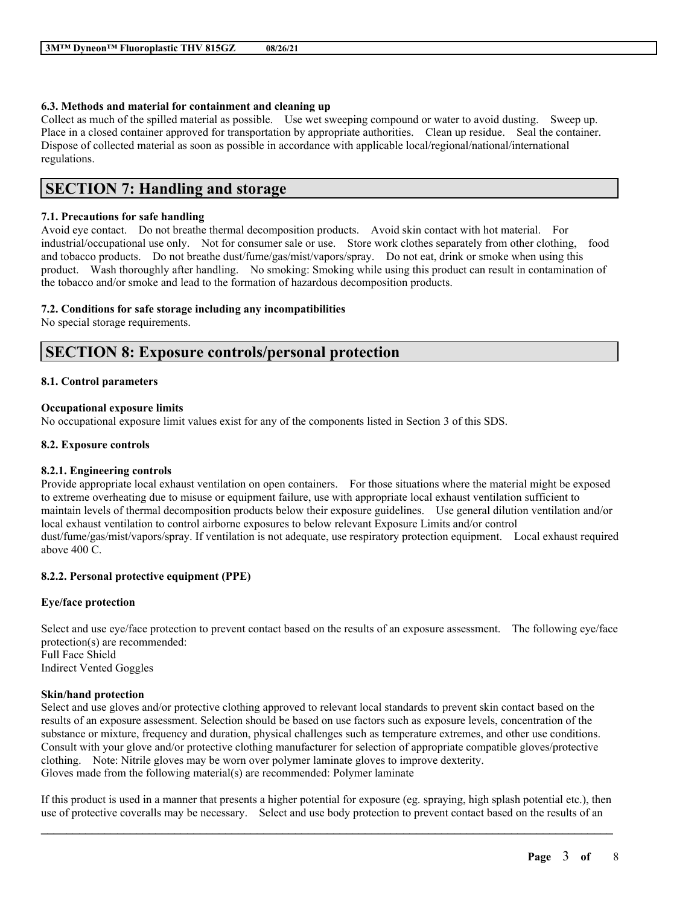#### 6.3. Methods and material for containment and cleaning up

Collect as much of the spilled material as possible. Use wet sweeping compound or water to avoid dusting. Sweep up. Place in a closed container approved for transportation by appropriate authorities. Clean up residue. Seal the container. Dispose of collected material as soon as possible in accordance with applicable local/regional/national/international regulations.

## SECTION 7: Handling and storage

#### 7.1. Precautions for safe handling

Avoid eye contact. Do not breathe thermal decomposition products. Avoid skin contact with hot material. For industrial/occupational use only. Not for consumer sale or use. Store work clothes separately from other clothing, food and tobacco products. Do not breathe dust/fume/gas/mist/vapors/spray. Do not eat, drink or smoke when using this product. Wash thoroughly after handling. No smoking: Smoking while using this product can result in contamination of the tobacco and/or smoke and lead to the formation of hazardous decomposition products.

#### 7.2. Conditions for safe storage including any incompatibilities

No special storage requirements.

## SECTION 8: Exposure controls/personal protection

#### 8.1. Control parameters

**Occupational exposure limits**

No occupational exposure limit values exist for any of the components listed in Section 3 of this SDS.

#### 8.2. Exposure controls

#### 8.2.1. Engineering controls

Provide appropriate local exhaust ventilation on open containers. For those situations where the material might be exposed to extreme overheating due to misuse or equipment failure, use with appropriate local exhaust ventilation sufficient to maintain levels of thermal decomposition products below their exposure guidelines. Use general dilution ventilation and/or local exhaust ventilation to control airborne exposures to below relevant Exposure Limits and/or control dust/fume/gas/mist/vapors/spray. If ventilation is not adequate, use respiratory protection equipment. Local exhaust required above 400 C.

#### 8.2.2. Personal protective equipment (PPE)

**Eye/face protection**

Select and use eye/face protection to prevent contact based on the results of an exposure assessment. The following eye/face protection(s) are recommended:
Full Face Shield
Indirect Vented Goggles

**Skin/hand protection**

Select and use gloves and/or protective clothing approved to relevant local standards to prevent skin contact based on the results of an exposure assessment. Selection should be based on use factors such as exposure levels, concentration of the substance or mixture, frequency and duration, physical challenges such as temperature extremes, and other use conditions. Consult with your glove and/or protective clothing manufacturer for selection of appropriate compatible gloves/protective clothing. Note: Nitrile gloves may be worn over polymer laminate gloves to improve dexterity.
Gloves made from the following material(s) are recommended: Polymer laminate

If this product is used in a manner that presents a higher potential for exposure (eg. spraying, high splash potential etc.), then use of protective coveralls may be necessary. Select and use body protection to prevent contact based on the results of an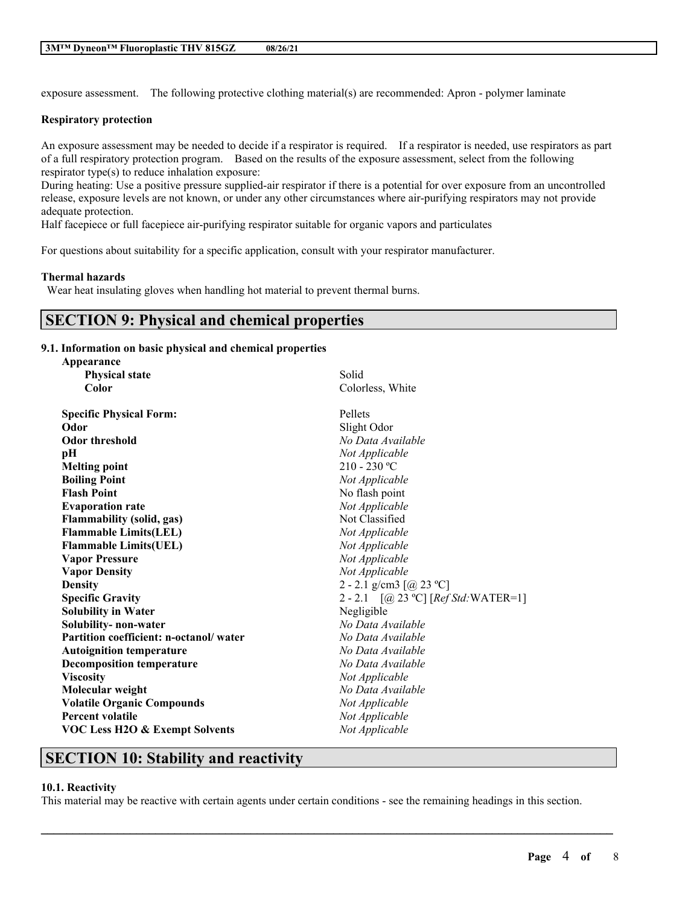exposure assessment. The following protective clothing material(s) are recommended: Apron - polymer laminate

**Respiratory protection**

An exposure assessment may be needed to decide if a respirator is required. If a respirator is needed, use respirators as part of a full respiratory protection program. Based on the results of the exposure assessment, select from the following respirator type(s) to reduce inhalation exposure:

During heating: Use a positive pressure supplied-air respirator if there is a potential for over exposure from an uncontrolled release, exposure levels are not known, or under any other circumstances where air-purifying respirators may not provide adequate protection.

Half facepiece or full facepiece air-purifying respirator suitable for organic vapors and particulates

For questions about suitability for a specific application, consult with your respirator manufacturer.

**Thermal hazards**

Wear heat insulating gloves when handling hot material to prevent thermal burns.

## SECTION 9: Physical and chemical properties

### 9.1. Information on basic physical and chemical properties

| Property | Value |
|---|---|
| **Appearance** | |
| **Physical state** | Solid |
| **Color** | Colorless, White |
| **Specific Physical Form:** | Pellets |
| **Odor** | Slight Odor |
| **Odor threshold** | *No Data Available* |
| **pH** | *Not Applicable* |
| **Melting point** | 210 - 230 ºC |
| **Boiling Point** | *Not Applicable* |
| **Flash Point** | No flash point |
| **Evaporation rate** | *Not Applicable* |
| **Flammability (solid, gas)** | Not Classified |
| **Flammable Limits(LEL)** | *Not Applicable* |
| **Flammable Limits(UEL)** | *Not Applicable* |
| **Vapor Pressure** | *Not Applicable* |
| **Vapor Density** | *Not Applicable* |
| **Density** | 2 - 2.1 g/cm3 [@ 23 ºC] |
| **Specific Gravity** | 2 - 2.1 [@ 23 ºC] [*Ref Std:*WATER=1] |
| **Solubility in Water** | Negligible |
| **Solubility- non-water** | *No Data Available* |
| **Partition coefficient: n-octanol/ water** | *No Data Available* |
| **Autoignition temperature** | *No Data Available* |
| **Decomposition temperature** | *No Data Available* |
| **Viscosity** | *Not Applicable* |
| **Molecular weight** | *No Data Available* |
| **Volatile Organic Compounds** | *Not Applicable* |
| **Percent volatile** | *Not Applicable* |
| **VOC Less H2O & Exempt Solvents** | *Not Applicable* |

## SECTION 10: Stability and reactivity

### 10.1. Reactivity

This material may be reactive with certain agents under certain conditions - see the remaining headings in this section.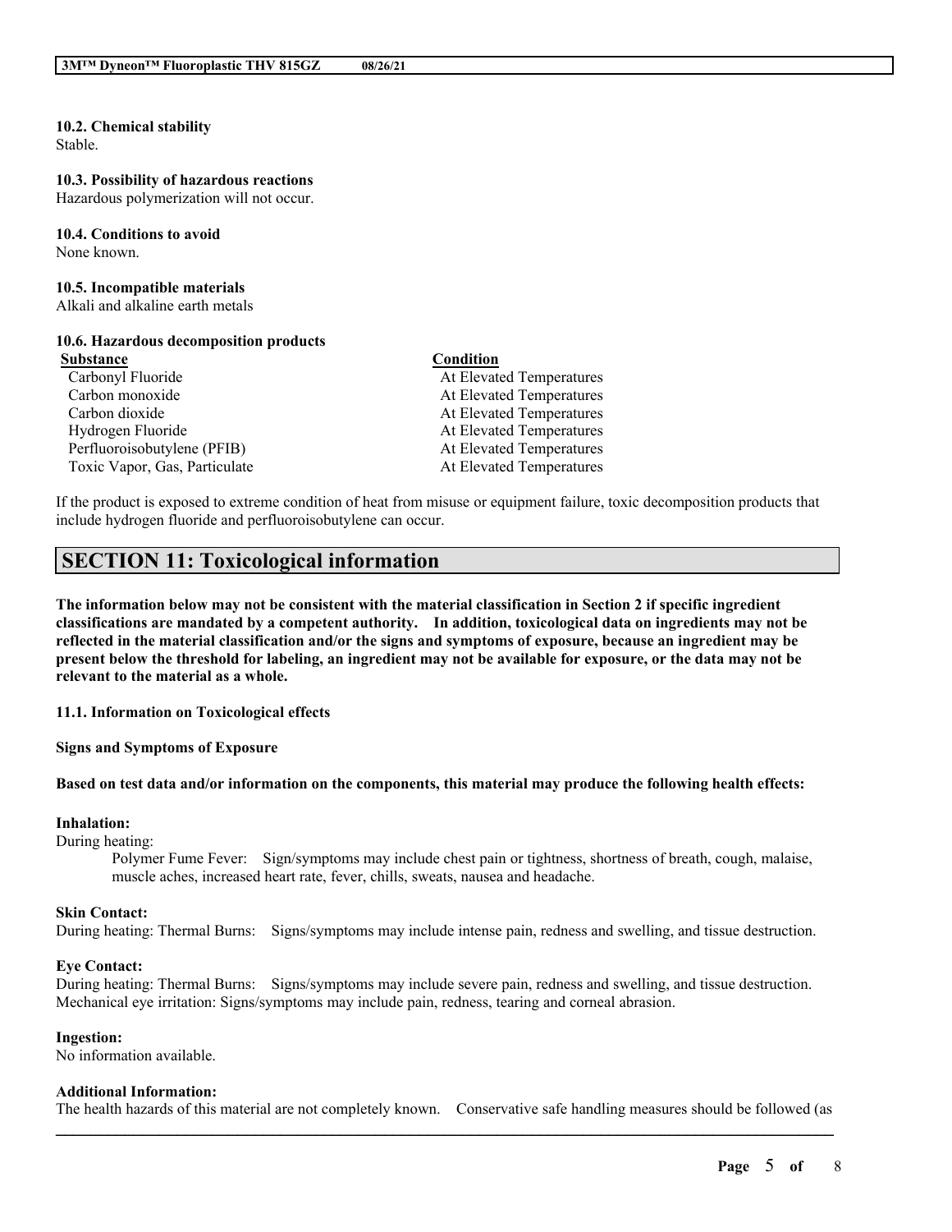**10.2. Chemical stability**
Stable.

**10.3. Possibility of hazardous reactions**
Hazardous polymerization will not occur.

**10.4. Conditions to avoid**
None known.

**10.5. Incompatible materials**
Alkali and alkaline earth metals

**10.6. Hazardous decomposition products**

| Substance | Condition |
| --- | --- |
| Carbonyl Fluoride | At Elevated Temperatures |
| Carbon monoxide | At Elevated Temperatures |
| Carbon dioxide | At Elevated Temperatures |
| Hydrogen Fluoride | At Elevated Temperatures |
| Perfluoroisobutylene (PFIB) | At Elevated Temperatures |
| Toxic Vapor, Gas, Particulate | At Elevated Temperatures |

If the product is exposed to extreme condition of heat from misuse or equipment failure, toxic decomposition products that include hydrogen fluoride and perfluoroisobutylene can occur.

## SECTION 11: Toxicological information

**The information below may not be consistent with the material classification in Section 2 if specific ingredient classifications are mandated by a competent authority. In addition, toxicological data on ingredients may not be reflected in the material classification and/or the signs and symptoms of exposure, because an ingredient may be present below the threshold for labeling, an ingredient may not be available for exposure, or the data may not be relevant to the material as a whole.**

**11.1. Information on Toxicological effects**

**Signs and Symptoms of Exposure**

**Based on test data and/or information on the components, this material may produce the following health effects:**

**Inhalation:**
During heating:

Polymer Fume Fever: Sign/symptoms may include chest pain or tightness, shortness of breath, cough, malaise, muscle aches, increased heart rate, fever, chills, sweats, nausea and headache.

**Skin Contact:**
During heating: Thermal Burns: Signs/symptoms may include intense pain, redness and swelling, and tissue destruction.

**Eye Contact:**
During heating: Thermal Burns: Signs/symptoms may include severe pain, redness and swelling, and tissue destruction.
Mechanical eye irritation: Signs/symptoms may include pain, redness, tearing and corneal abrasion.

**Ingestion:**
No information available.

**Additional Information:**
The health hazards of this material are not completely known. Conservative safe handling measures should be followed (as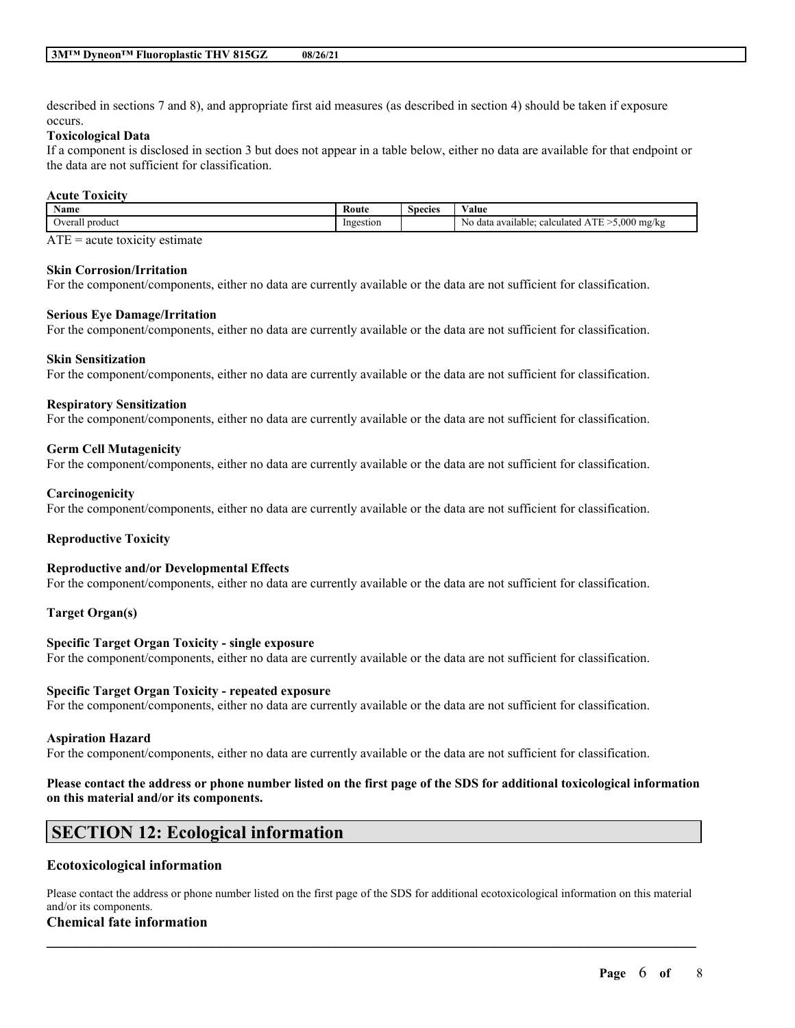described in sections 7 and 8), and appropriate first aid measures (as described in section 4) should be taken if exposure occurs.

**Toxicological Data**

If a component is disclosed in section 3 but does not appear in a table below, either no data are available for that endpoint or the data are not sufficient for classification.

**Acute Toxicity**

| Name | Route | Species | Value |
|---|---|---|---|
| Overall product | Ingestion | | No data available; calculated ATE >5,000 mg/kg |

ATE = acute toxicity estimate

**Skin Corrosion/Irritation**

For the component/components, either no data are currently available or the data are not sufficient for classification.

**Serious Eye Damage/Irritation**

For the component/components, either no data are currently available or the data are not sufficient for classification.

**Skin Sensitization**

For the component/components, either no data are currently available or the data are not sufficient for classification.

**Respiratory Sensitization**

For the component/components, either no data are currently available or the data are not sufficient for classification.

**Germ Cell Mutagenicity**

For the component/components, either no data are currently available or the data are not sufficient for classification.

**Carcinogenicity**

For the component/components, either no data are currently available or the data are not sufficient for classification.

**Reproductive Toxicity**

**Reproductive and/or Developmental Effects**

For the component/components, either no data are currently available or the data are not sufficient for classification.

**Target Organ(s)**

**Specific Target Organ Toxicity - single exposure**

For the component/components, either no data are currently available or the data are not sufficient for classification.

**Specific Target Organ Toxicity - repeated exposure**

For the component/components, either no data are currently available or the data are not sufficient for classification.

**Aspiration Hazard**

For the component/components, either no data are currently available or the data are not sufficient for classification.

**Please contact the address or phone number listed on the first page of the SDS for additional toxicological information on this material and/or its components.**

## SECTION 12: Ecological information

### Ecotoxicological information

Please contact the address or phone number listed on the first page of the SDS for additional ecotoxicological information on this material and/or its components.

### Chemical fate information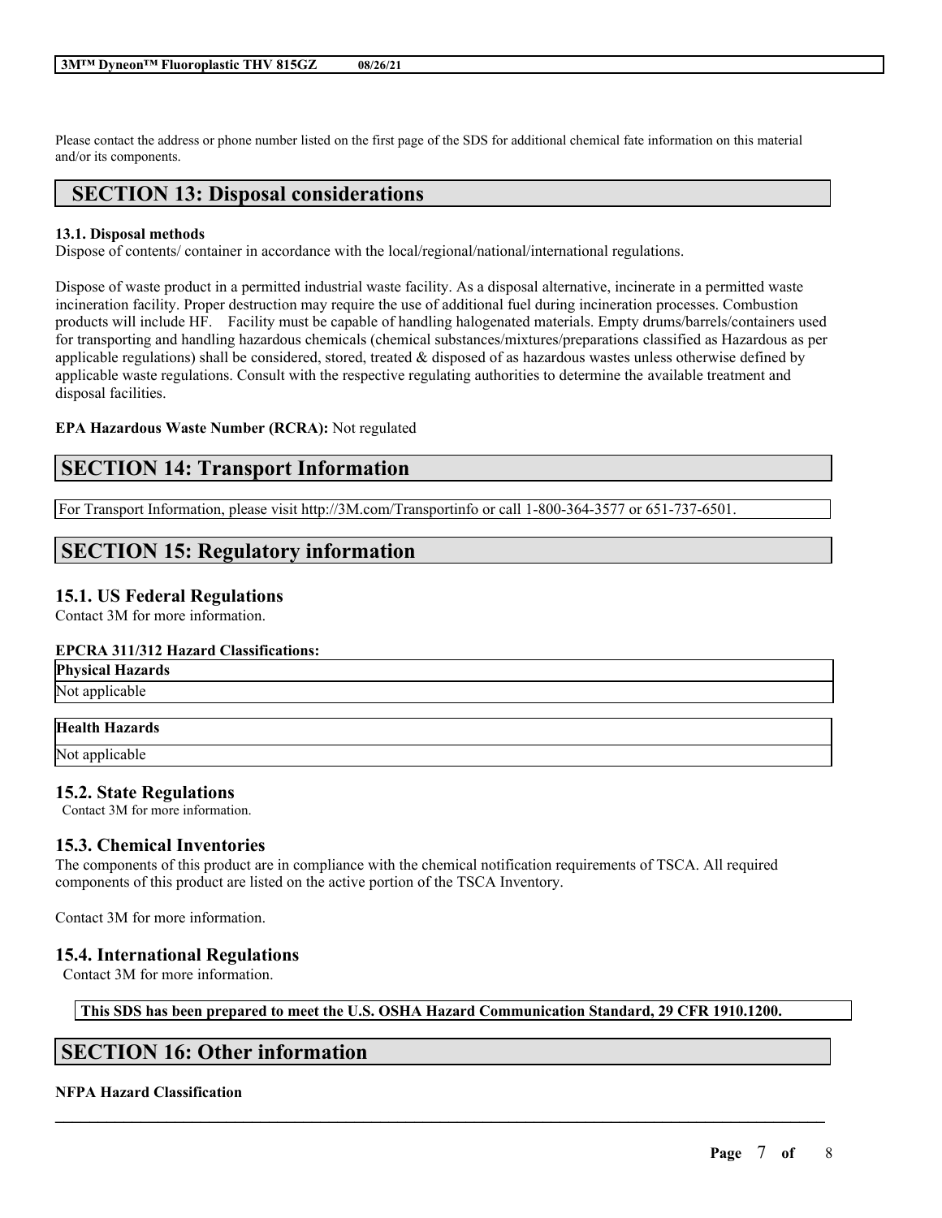Please contact the address or phone number listed on the first page of the SDS for additional chemical fate information on this material and/or its components.

## SECTION 13: Disposal considerations

**13.1. Disposal methods**

Dispose of contents/ container in accordance with the local/regional/national/international regulations.

Dispose of waste product in a permitted industrial waste facility. As a disposal alternative, incinerate in a permitted waste incineration facility. Proper destruction may require the use of additional fuel during incineration processes. Combustion products will include HF. Facility must be capable of handling halogenated materials. Empty drums/barrels/containers used for transporting and handling hazardous chemicals (chemical substances/mixtures/preparations classified as Hazardous as per applicable regulations) shall be considered, stored, treated & disposed of as hazardous wastes unless otherwise defined by applicable waste regulations. Consult with the respective regulating authorities to determine the available treatment and disposal facilities.

**EPA Hazardous Waste Number (RCRA):** Not regulated

## SECTION 14: Transport Information

For Transport Information, please visit http://3M.com/Transportinfo or call 1-800-364-3577 or 651-737-6501.

## SECTION 15: Regulatory information

### 15.1. US Federal Regulations

Contact 3M for more information.

**EPCRA 311/312 Hazard Classifications:**

| Physical Hazards |
|---|
| Not applicable |

| Health Hazards |
|---|
| Not applicable |

### 15.2. State Regulations

Contact 3M for more information.

### 15.3. Chemical Inventories

The components of this product are in compliance with the chemical notification requirements of TSCA. All required components of this product are listed on the active portion of the TSCA Inventory.

Contact 3M for more information.

### 15.4. International Regulations

Contact 3M for more information.

**This SDS has been prepared to meet the U.S. OSHA Hazard Communication Standard, 29 CFR 1910.1200.**

## SECTION 16: Other information

**NFPA Hazard Classification**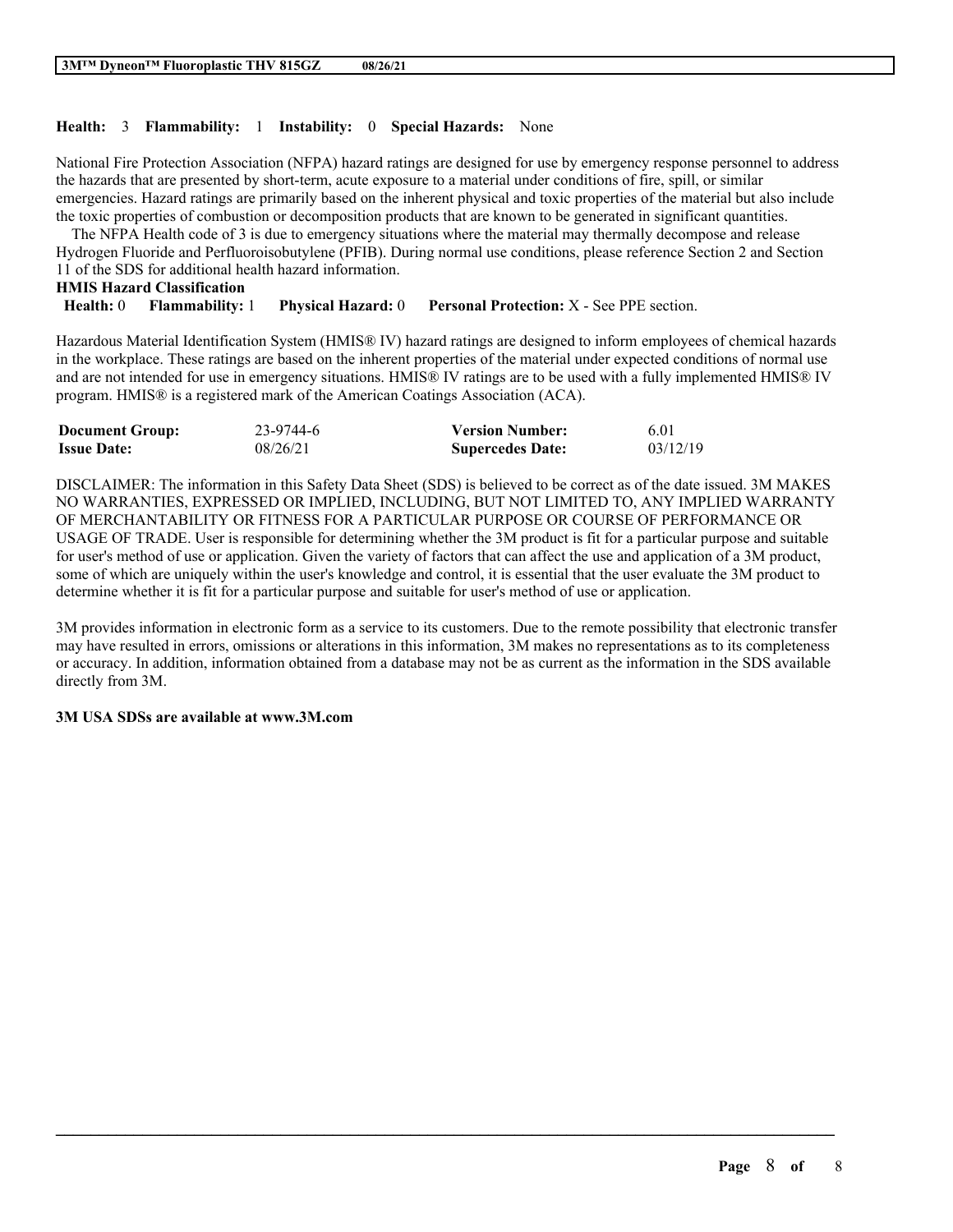**Health:** 3 **Flammability:** 1 **Instability:** 0 **Special Hazards:** None

National Fire Protection Association (NFPA) hazard ratings are designed for use by emergency response personnel to address the hazards that are presented by short-term, acute exposure to a material under conditions of fire, spill, or similar emergencies. Hazard ratings are primarily based on the inherent physical and toxic properties of the material but also include the toxic properties of combustion or decomposition products that are known to be generated in significant quantities.

The NFPA Health code of 3 is due to emergency situations where the material may thermally decompose and release Hydrogen Fluoride and Perfluoroisobutylene (PFIB). During normal use conditions, please reference Section 2 and Section 11 of the SDS for additional health hazard information.

**HMIS Hazard Classification**

**Health:** 0 **Flammability:** 1 **Physical Hazard:** 0 **Personal Protection:** X - See PPE section.

Hazardous Material Identification System (HMIS® IV) hazard ratings are designed to inform employees of chemical hazards in the workplace. These ratings are based on the inherent properties of the material under expected conditions of normal use and are not intended for use in emergency situations. HMIS® IV ratings are to be used with a fully implemented HMIS® IV program. HMIS® is a registered mark of the American Coatings Association (ACA).

| | | | |
|---|---|---|---|
| **Document Group:** | 23-9744-6 | **Version Number:** | 6.01 |
| **Issue Date:** | 08/26/21 | **Supercedes Date:** | 03/12/19 |

DISCLAIMER: The information in this Safety Data Sheet (SDS) is believed to be correct as of the date issued. 3M MAKES NO WARRANTIES, EXPRESSED OR IMPLIED, INCLUDING, BUT NOT LIMITED TO, ANY IMPLIED WARRANTY OF MERCHANTABILITY OR FITNESS FOR A PARTICULAR PURPOSE OR COURSE OF PERFORMANCE OR USAGE OF TRADE. User is responsible for determining whether the 3M product is fit for a particular purpose and suitable for user's method of use or application. Given the variety of factors that can affect the use and application of a 3M product, some of which are uniquely within the user's knowledge and control, it is essential that the user evaluate the 3M product to determine whether it is fit for a particular purpose and suitable for user's method of use or application.

3M provides information in electronic form as a service to its customers. Due to the remote possibility that electronic transfer may have resulted in errors, omissions or alterations in this information, 3M makes no representations as to its completeness or accuracy. In addition, information obtained from a database may not be as current as the information in the SDS available directly from 3M.

**3M USA SDSs are available at www.3M.com**